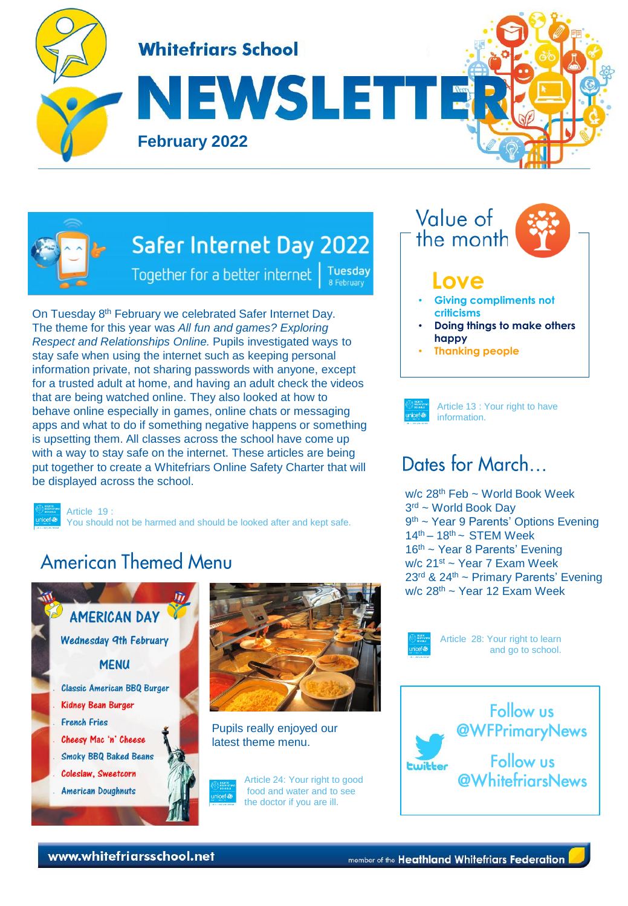# Whitefriars School

# NEWSLETTER

**February 2022**

## Safer Internet Day 2022

Together for a better internet | Tuesday 8 February

On Tuesday 8th February we celebrated Safer Internet Day. The theme for this year was *All fun and games? Exploring Respect and Relationships Online.* Pupils investigated ways to stay safe when using the internet such as keeping personal information private, not sharing passwords with anyone, except for a trusted adult at home, and having an adult check the videos that are being watched online. They also looked at how to behave online especially in games, online chats or messaging apps and what to do if something negative happens or something is upsetting them. All classes across the school have come up with a way to stay safe on the internet. These articles are being put together to create a Whitefriars Online Safety Charter that will be displayed across the school.

Article 19 : You should not be harmed and should be looked after and kept safe.

## American Themed Menu

**AMERICAN DAY**

Wednesday 9th February

**MENU**

- Classic American BBQ Burger
- Kidney Bean Burger
- French Fries
- Cheesy Mac 'n' Cheese
- Smoky BBQ Baked Beans
- Coleslaw, Sweetcorn
- American Doughnuts

Pupils really enjoyed our latest theme menu.

Article 24: Your right to good food and water and to see the doctor if you are ill.

## Value of the month

### Love

- **Giving compliments not criticisms**
- **Doing things to make others happy**
- **Thanking people**

Article 13 : Your right to have information.

## Dates for March…

w/c 28th Feb ~ World Book Week
3rd ~ World Book Day
9th ~ Year 9 Parents' Options Evening
14th – 18th ~ STEM Week
16th ~ Year 8 Parents' Evening
w/c 21st ~ Year 7 Exam Week
23rd & 24th ~ Primary Parents' Evening
w/c 28th ~ Year 12 Exam Week

Article 28: Your right to learn and go to school.

twitter

Follow us @WFPrimaryNews

Follow us @WhitefriarsNews

www.whitefriarsschool.net

member of the Heathland Whitefriars Federation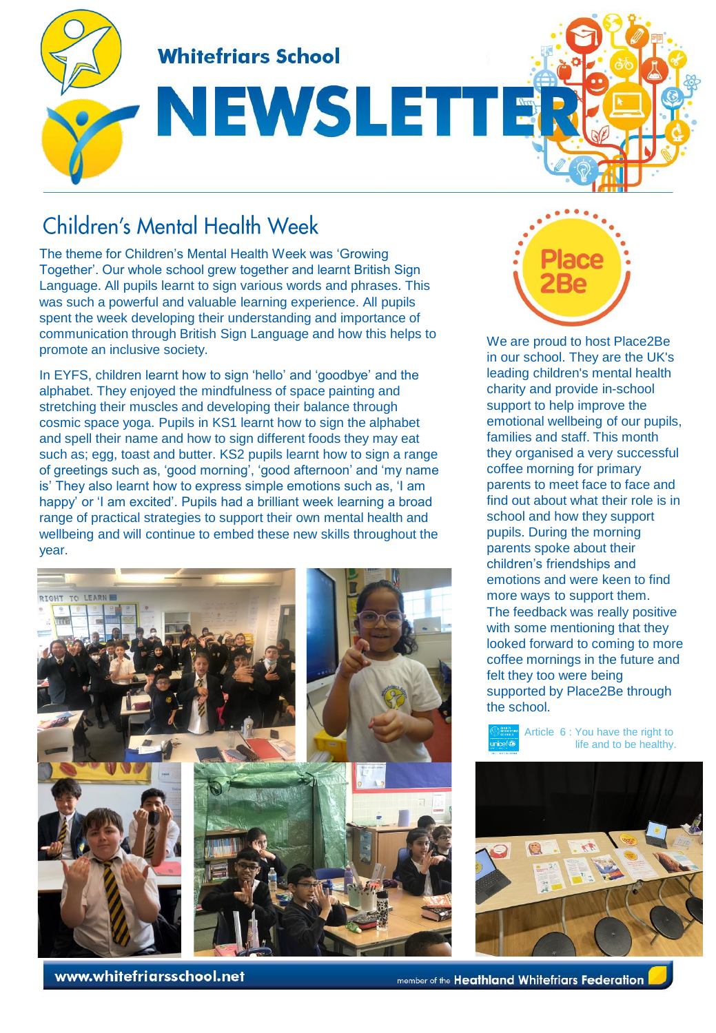Whitefriars School

# NEWSLETTER

## Children's Mental Health Week

The theme for Children's Mental Health Week was 'Growing Together'. Our whole school grew together and learnt British Sign Language. All pupils learnt to sign various words and phrases. This was such a powerful and valuable learning experience. All pupils spent the week developing their understanding and importance of communication through British Sign Language and how this helps to promote an inclusive society.

In EYFS, children learnt how to sign 'hello' and 'goodbye' and the alphabet. They enjoyed the mindfulness of space painting and stretching their muscles and developing their balance through cosmic space yoga. Pupils in KS1 learnt how to sign the alphabet and spell their name and how to sign different foods they may eat such as; egg, toast and butter. KS2 pupils learnt how to sign a range of greetings such as, 'good morning', 'good afternoon' and 'my name is' They also learnt how to express simple emotions such as, 'I am happy' or 'I am excited'. Pupils had a brilliant week learning a broad range of practical strategies to support their own mental health and wellbeing and will continue to embed these new skills throughout the year.

Place 2Be

We are proud to host Place2Be in our school. They are the UK's leading children's mental health charity and provide in-school support to help improve the emotional wellbeing of our pupils, families and staff. This month they organised a very successful coffee morning for primary parents to meet face to face and find out about what their role is in school and how they support pupils. During the morning parents spoke about their children's friendships and emotions and were keen to find more ways to support them. The feedback was really positive with some mentioning that they looked forward to coming to more coffee mornings in the future and felt they too were being supported by Place2Be through the school.

Article 6 : You have the right to life and to be healthy.

www.whitefriarsschool.net

member of the Heathland Whitefriars Federation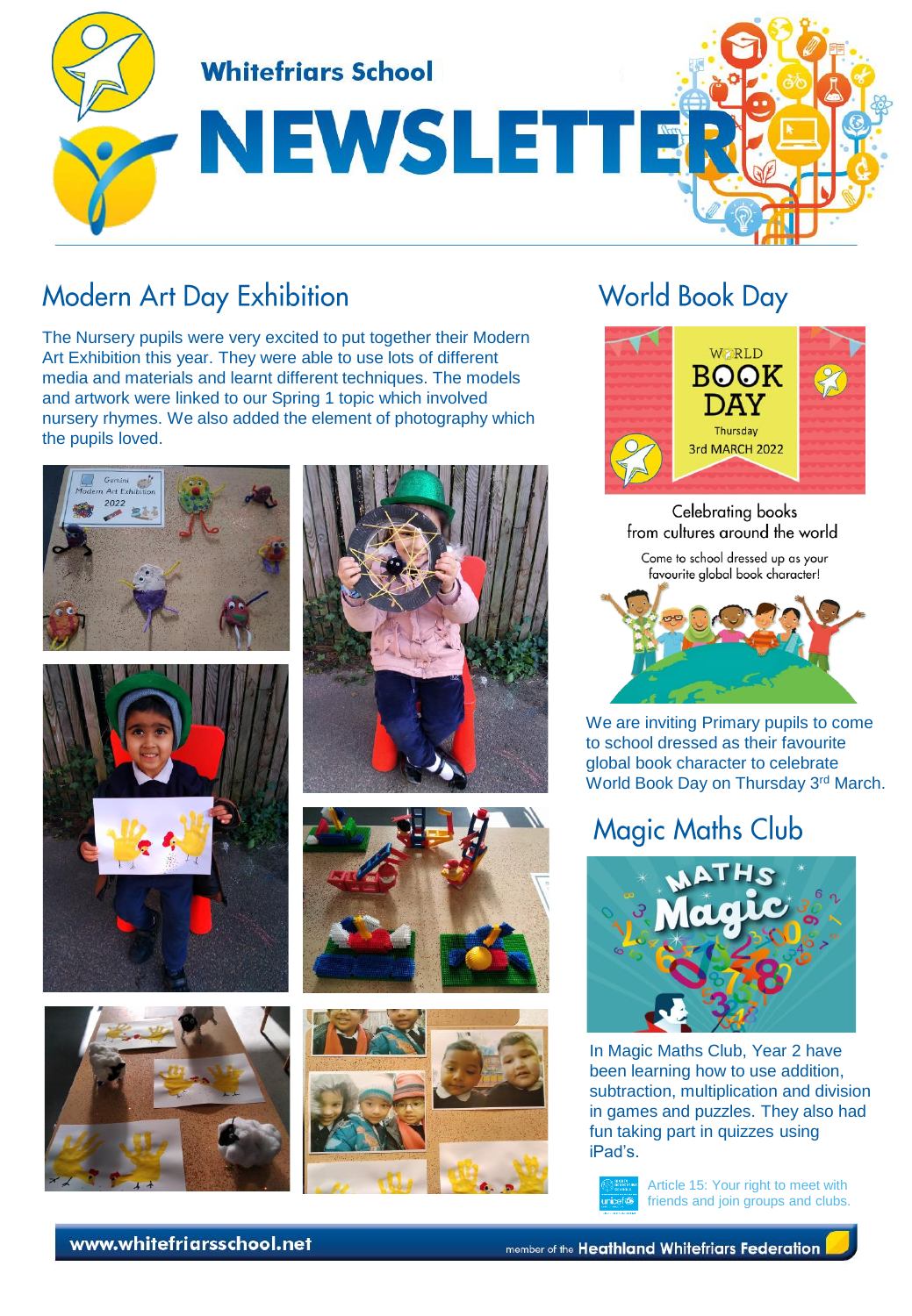# Whitefriars School NEWSLETTER

## Modern Art Day Exhibition

The Nursery pupils were very excited to put together their Modern Art Exhibition this year. They were able to use lots of different media and materials and learnt different techniques. The models and artwork were linked to our Spring 1 topic which involved nursery rhymes. We also added the element of photography which the pupils loved.

## World Book Day

WORLD BOOK DAY
Thursday
3rd MARCH 2022

Celebrating books from cultures around the world

Come to school dressed up as your favourite global book character!

We are inviting Primary pupils to come to school dressed as their favourite global book character to celebrate World Book Day on Thursday 3rd March.

## Magic Maths Club

In Magic Maths Club, Year 2 have been learning how to use addition, subtraction, multiplication and division in games and puzzles. They also had fun taking part in quizzes using iPad's.

Article 15: Your right to meet with friends and join groups and clubs.

www.whitefriarsschool.net

member of the Heathland Whitefriars Federation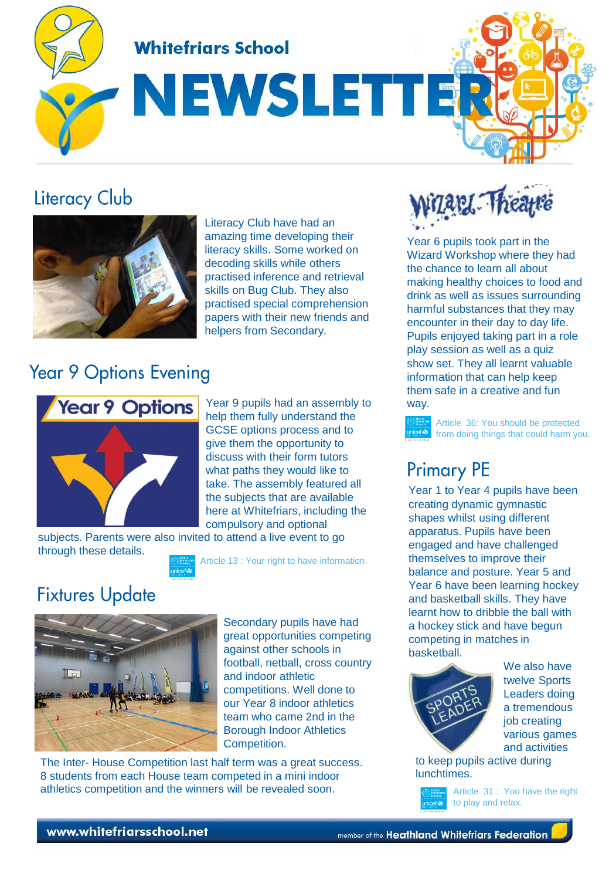Whitefriars School

# NEWSLETTER

## Literacy Club

Literacy Club have had an amazing time developing their literacy skills. Some worked on decoding skills while others practised inference and retrieval skills on Bug Club. They also practised special comprehension papers with their new friends and helpers from Secondary.

## Year 9 Options Evening

Year 9 pupils had an assembly to help them fully understand the GCSE options process and to give them the opportunity to discuss with their form tutors what paths they would like to take. The assembly featured all the subjects that are available here at Whitefriars, including the compulsory and optional subjects. Parents were also invited to attend a live event to go through these details.

Article 13 : Your right to have information.

## Fixtures Update

Secondary pupils have had great opportunities competing against other schools in football, netball, cross country and indoor athletic competitions. Well done to our Year 8 indoor athletics team who came 2nd in the Borough Indoor Athletics Competition.

The Inter- House Competition last half term was a great success. 8 students from each House team competed in a mini indoor athletics competition and the winners will be revealed soon.

## Wizard Theatre

Year 6 pupils took part in the Wizard Workshop where they had the chance to learn all about making healthy choices to food and drink as well as issues surrounding harmful substances that they may encounter in their day to day life. Pupils enjoyed taking part in a role play session as well as a quiz show set. They all learnt valuable information that can help keep them safe in a creative and fun way.

Article 36: You should be protected from doing things that could harm you.

## Primary PE

Year 1 to Year 4 pupils have been creating dynamic gymnastic shapes whilst using different apparatus. Pupils have been engaged and have challenged themselves to improve their balance and posture. Year 5 and Year 6 have been learning hockey and basketball skills. They have learnt how to dribble the ball with a hockey stick and have begun competing in matches in basketball.

We also have twelve Sports Leaders doing a tremendous job creating various games and activities to keep pupils active during lunchtimes.

Article 31 : You have the right to play and relax.

www.whitefriarsschool.net

member of the Heathland Whitefriars Federation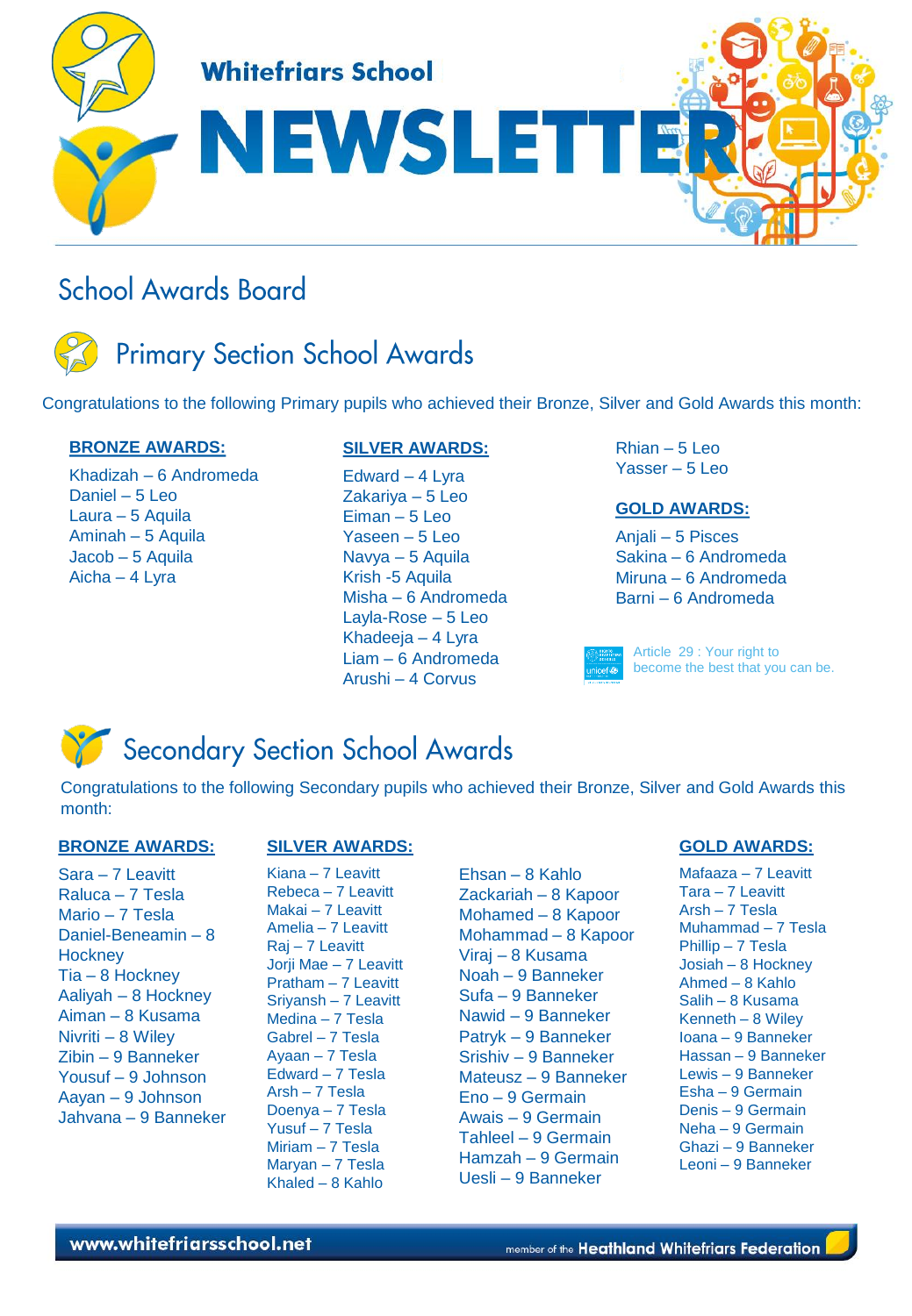# Whitefriars School

# NEWSLETTER

## School Awards Board

### Primary Section School Awards

Congratulations to the following Primary pupils who achieved their Bronze, Silver and Gold Awards this month:

**BRONZE AWARDS:**

Khadizah – 6 Andromeda
Daniel – 5 Leo
Laura – 5 Aquila
Aminah – 5 Aquila
Jacob – 5 Aquila
Aicha – 4 Lyra

**SILVER AWARDS:**

Edward – 4 Lyra
Zakariya – 5 Leo
Eiman – 5 Leo
Yaseen – 5 Leo
Navya – 5 Aquila
Krish -5 Aquila
Misha – 6 Andromeda
Layla-Rose – 5 Leo
Khadeeja – 4 Lyra
Liam – 6 Andromeda
Arushi – 4 Corvus
Rhian – 5 Leo
Yasser – 5 Leo

**GOLD AWARDS:**

Anjali – 5 Pisces
Sakina – 6 Andromeda
Miruna – 6 Andromeda
Barni – 6 Andromeda

Article 29 : Your right to become the best that you can be.

### Secondary Section School Awards

Congratulations to the following Secondary pupils who achieved their Bronze, Silver and Gold Awards this month:

**BRONZE AWARDS:**

Sara – 7 Leavitt
Raluca – 7 Tesla
Mario – 7 Tesla
Daniel-Beneamin – 8 Hockney
Tia – 8 Hockney
Aaliyah – 8 Hockney
Aiman – 8 Kusama
Nivriti – 8 Wiley
Zibin – 9 Banneker
Yousuf – 9 Johnson
Aayan – 9 Johnson
Jahvana – 9 Banneker

**SILVER AWARDS:**

Kiana – 7 Leavitt
Rebeca – 7 Leavitt
Makai – 7 Leavitt
Amelia – 7 Leavitt
Raj – 7 Leavitt
Jorji Mae – 7 Leavitt
Pratham – 7 Leavitt
Sriyansh – 7 Leavitt
Medina – 7 Tesla
Gabrel – 7 Tesla
Ayaan – 7 Tesla
Edward – 7 Tesla
Arsh – 7 Tesla
Doenya – 7 Tesla
Yusuf – 7 Tesla
Miriam – 7 Tesla
Maryan – 7 Tesla
Khaled – 8 Kahlo
Ehsan – 8 Kahlo
Zackariah – 8 Kapoor
Mohamed – 8 Kapoor
Mohammad – 8 Kapoor
Viraj – 8 Kusama
Noah – 9 Banneker
Sufa – 9 Banneker
Nawid – 9 Banneker
Patryk – 9 Banneker
Srishiv – 9 Banneker
Mateusz – 9 Banneker
Eno – 9 Germain
Awais – 9 Germain
Tahleel – 9 Germain
Hamzah – 9 Germain
Uesli – 9 Banneker

**GOLD AWARDS:**

Mafaaza – 7 Leavitt
Tara – 7 Leavitt
Arsh – 7 Tesla
Muhammad – 7 Tesla
Phillip – 7 Tesla
Josiah – 8 Hockney
Ahmed – 8 Kahlo
Salih – 8 Kusama
Kenneth – 8 Wiley
Ioana – 9 Banneker
Hassan – 9 Banneker
Lewis – 9 Banneker
Esha – 9 Germain
Denis – 9 Germain
Neha – 9 Germain
Ghazi – 9 Banneker
Leoni – 9 Banneker

www.whitefriarsschool.net

member of the Heathland Whitefriars Federation